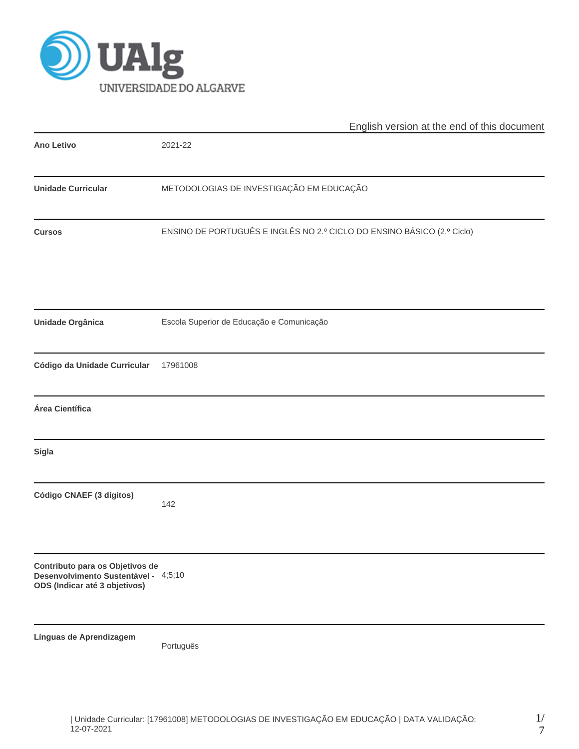English version at the end of this document

| | |
|---|---|
| **Ano Letivo** | 2021-22 |
| **Unidade Curricular** | METODOLOGIAS DE INVESTIGAÇÃO EM EDUCAÇÃO |
| **Cursos** | ENSINO DE PORTUGUÊS E INGLÊS NO 2.º CICLO DO ENSINO BÁSICO (2.º Ciclo) |
| **Unidade Orgânica** | Escola Superior de Educação e Comunicação |
| **Código da Unidade Curricular** | 17961008 |
| **Área Científica** | |
| **Sigla** | |
| **Código CNAEF (3 dígitos)** | 142 |
| **Contributo para os Objetivos de Desenvolvimento Sustentável - ODS (Indicar até 3 objetivos)** | 4;5;10 |
| **Línguas de Aprendizagem** | Português |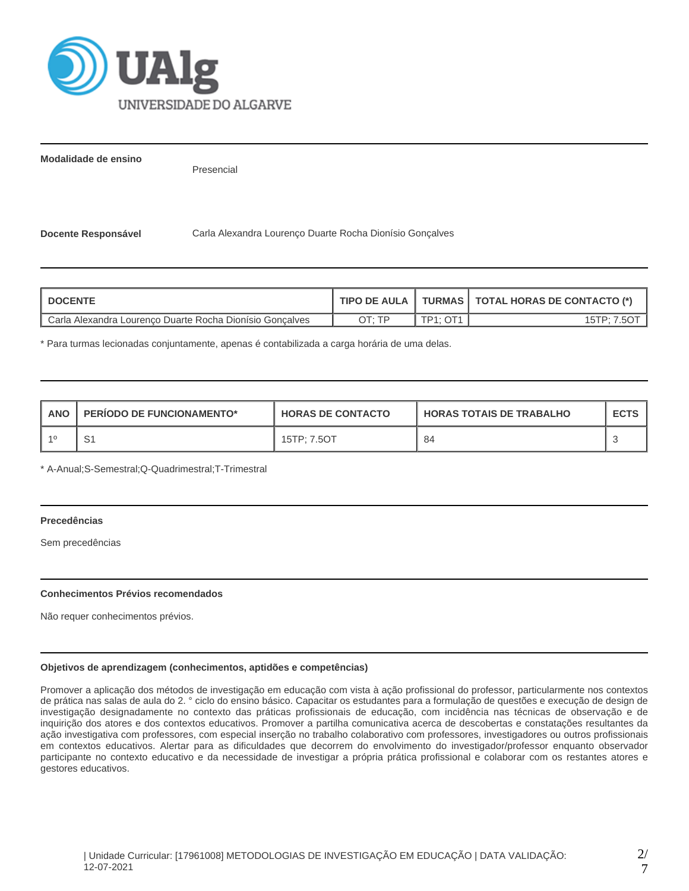**Modalidade de ensino**

Presencial

**Docente Responsável**

Carla Alexandra Lourenço Duarte Rocha Dionísio Gonçalves

| DOCENTE | TIPO DE AULA | TURMAS | TOTAL HORAS DE CONTACTO (*) |
|---|---|---|---|
| Carla Alexandra Lourenço Duarte Rocha Dionísio Gonçalves | OT; TP | TP1; OT1 | 15TP; 7.5OT |

* Para turmas lecionadas conjuntamente, apenas é contabilizada a carga horária de uma delas.

| ANO | PERÍODO DE FUNCIONAMENTO* | HORAS DE CONTACTO | HORAS TOTAIS DE TRABALHO | ECTS |
|---|---|---|---|---|
| 1º | S1 | 15TP; 7.5OT | 84 | 3 |

* A-Anual;S-Semestral;Q-Quadrimestral;T-Trimestral

**Precedências**

Sem precedências

**Conhecimentos Prévios recomendados**

Não requer conhecimentos prévios.

**Objetivos de aprendizagem (conhecimentos, aptidões e competências)**

Promover a aplicação dos métodos de investigação em educação com vista à ação profissional do professor, particularmente nos contextos de prática nas salas de aula do 2. ° ciclo do ensino básico. Capacitar os estudantes para a formulação de questões e execução de design de investigação designadamente no contexto das práticas profissionais de educação, com incidência nas técnicas de observação e de inquirição dos atores e dos contextos educativos. Promover a partilha comunicativa acerca de descobertas e constatações resultantes da ação investigativa com professores, com especial inserção no trabalho colaborativo com professores, investigadores ou outros profissionais em contextos educativos. Alertar para as dificuldades que decorrem do envolvimento do investigador/professor enquanto observador participante no contexto educativo e da necessidade de investigar a própria prática profissional e colaborar com os restantes atores e gestores educativos.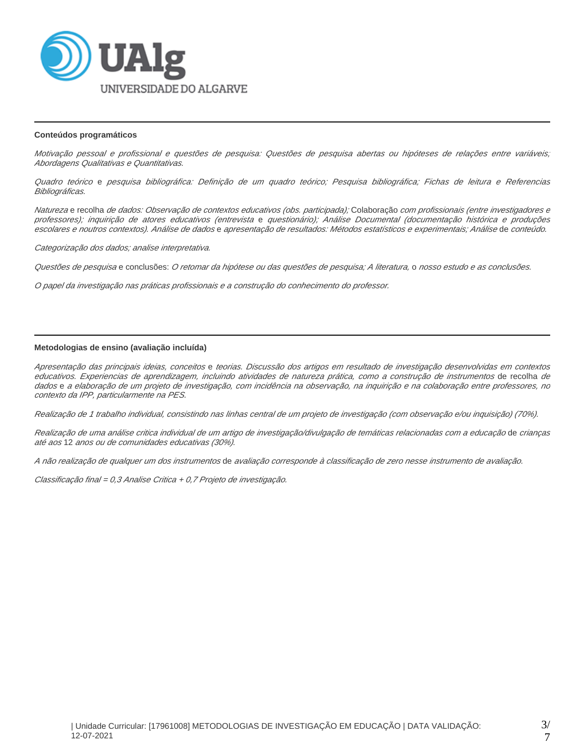### Conteúdos programáticos

*Motivação pessoal e profissional e questões de pesquisa: Questões de pesquisa abertas ou hipóteses de relações entre variáveis; Abordagens Qualitativas e Quantitativas.*

*Quadro teórico* e *pesquisa bibliográfica: Definição de um quadro teórico; Pesquisa bibliográfica; Fichas de leitura e Referencias Bibliográficas.*

*Natureza* e recolha *de dados: Observação de contextos educativos (obs. participada);* Colaboração *com profissionais (entre investigadores e professores); inquirição de atores educativos (entrevista* e *questionário); Análise Documental (documentação histórica e produções escolares e noutros contextos). Análise de dados* e *apresentação de resultados: Métodos estatísticos e experimentais; Análise* de *conteúdo.*

*Categorização dos dados; analise interpretativa.*

*Questões de pesquisa* e conclusões: *O retomar da hipótese ou das questões de pesquisa; A literatura,* o *nosso estudo e as conclusões.*

*O papel da investigação nas práticas profissionais e a construção do conhecimento do professor.*

### Metodologias de ensino (avaliação incluída)

*Apresentação das principais ideias, conceitos* e *teorias. Discussão dos artigos em resultado de investigação desenvolvidas em contextos educativos. Experiencias de aprendizagem, incluindo atividades de natureza prática, como a construção de instrumentos* de recolha *de dados* e *a elaboração de um projeto de investigação, com incidência na observação, na inquirição e na colaboração entre professores, no contexto da IPP, particularmente na PES.*

*Realização de 1 trabalho individual, consistindo nas linhas central de um projeto de investigação (com observação e/ou inquisição) (70%).*

*Realização de uma análise critica individual de um artigo de investigação/divulgação de temáticas relacionadas com a educação* de *crianças até aos* 12 *anos ou de comunidades educativas (30%).*

*A não realização de qualquer um dos instrumentos* de *avaliação corresponde à classificação de zero nesse instrumento de avaliação.*

*Classificação final = 0,3 Analise Critica + 0,7 Projeto de investigação.*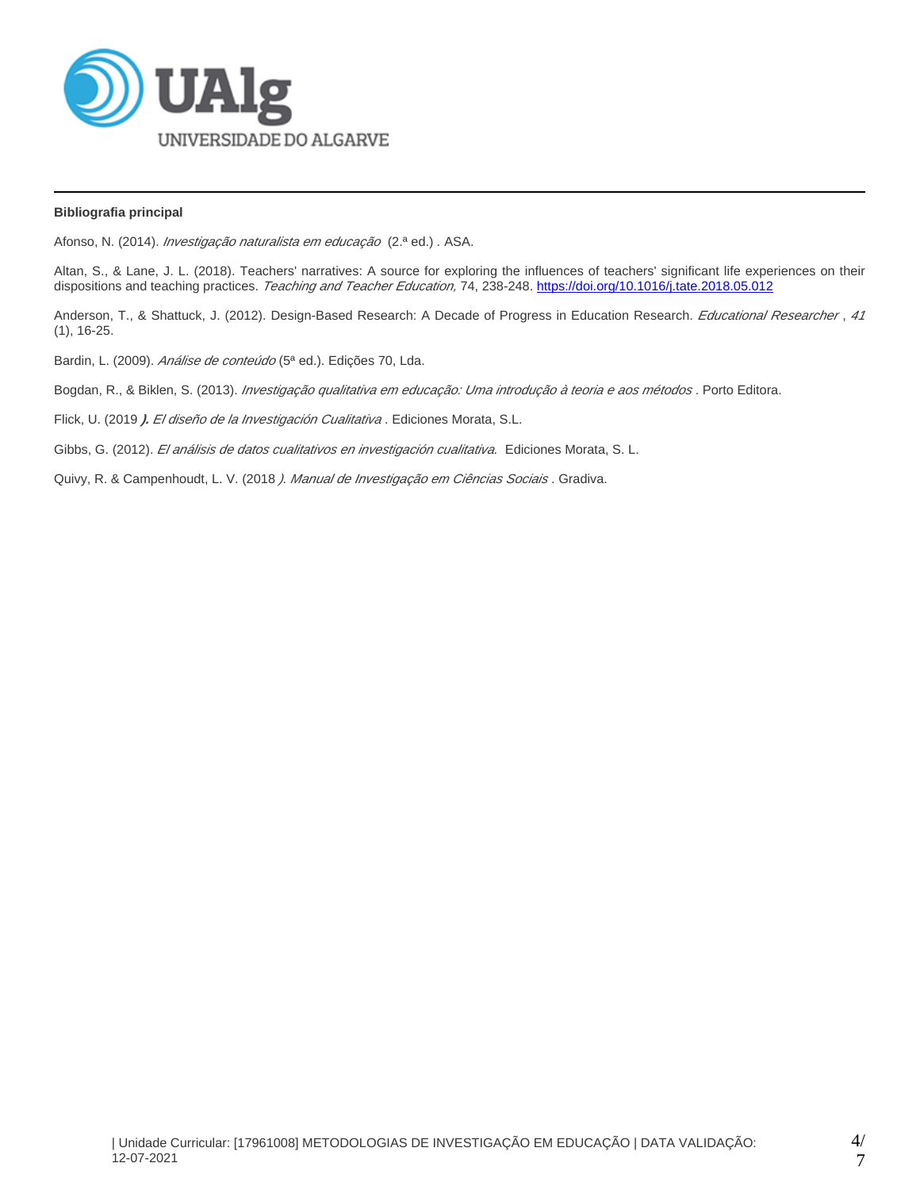**Bibliografia principal**

Afonso, N. (2014). *Investigação naturalista em educação* (2.ª ed.) . ASA.

Altan, S., & Lane, J. L. (2018). Teachers' narratives: A source for exploring the influences of teachers' significant life experiences on their dispositions and teaching practices. *Teaching and Teacher Education,* 74, 238-248. https://doi.org/10.1016/j.tate.2018.05.012

Anderson, T., & Shattuck, J. (2012). Design-Based Research: A Decade of Progress in Education Research. *Educational Researcher* , *41* (1), 16-25.

Bardin, L. (2009). *Análise de conteúdo* (5ª ed.). Edições 70, Lda.

Bogdan, R., & Biklen, S. (2013). *Investigação qualitativa em educação: Uma introdução à teoria e aos métodos* . Porto Editora.

Flick, U. (2019 ***).*** *El diseño de la Investigación Cualitativa* . Ediciones Morata, S.L.

Gibbs, G. (2012). *El análisis de datos cualitativos en investigación cualitativa.* Ediciones Morata, S. L.

Quivy, R. & Campenhoudt, L. V. (2018 *). Manual de Investigação em Ciências Sociais* . Gradiva.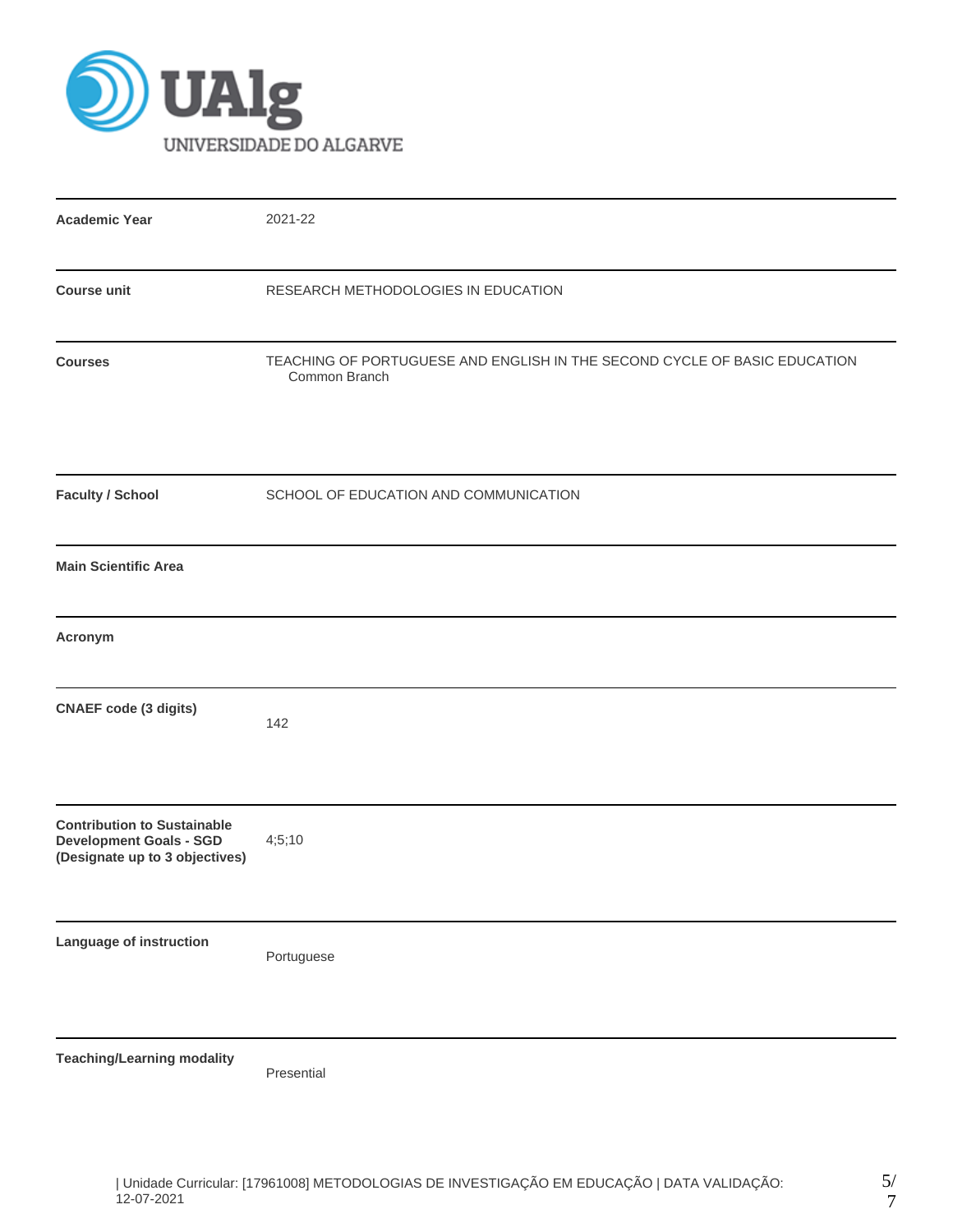UAlg UNIVERSIDADE DO ALGARVE

| | |
|---|---|
| **Academic Year** | 2021-22 |
| **Course unit** | RESEARCH METHODOLOGIES IN EDUCATION |
| **Courses** | TEACHING OF PORTUGUESE AND ENGLISH IN THE SECOND CYCLE OF BASIC EDUCATION<br>Common Branch |
| **Faculty / School** | SCHOOL OF EDUCATION AND COMMUNICATION |
| **Main Scientific Area** | |
| **Acronym** | |
| **CNAEF code (3 digits)** | 142 |
| **Contribution to Sustainable Development Goals - SGD (Designate up to 3 objectives)** | 4;5;10 |
| **Language of instruction** | Portuguese |
| **Teaching/Learning modality** | Presential |

| Unidade Curricular: [17961008] METODOLOGIAS DE INVESTIGAÇÃO EM EDUCAÇÃO | DATA VALIDAÇÃO: 12-07-2021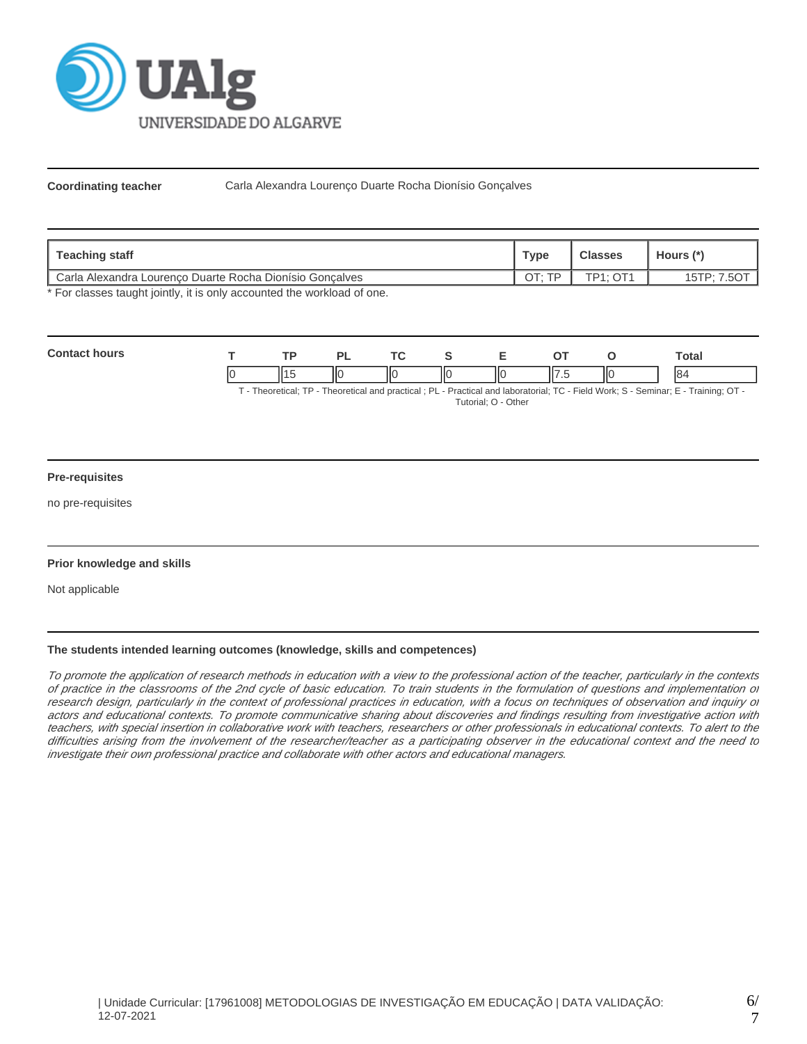**Coordinating teacher** Carla Alexandra Lourenço Duarte Rocha Dionísio Gonçalves

| Teaching staff | Type | Classes | Hours (*) |
|---|---|---|---|
| Carla Alexandra Lourenço Duarte Rocha Dionísio Gonçalves | OT; TP | TP1; OT1 | 15TP; 7.5OT |

* For classes taught jointly, it is only accounted the workload of one.

**Contact hours**

| T | TP | PL | TC | S | E | OT | O | Total |
|---|---|---|---|---|---|---|---|---|
| 0 | 15 | 0 | 0 | 0 | 0 | 7.5 | 0 | 84 |

T - Theoretical; TP - Theoretical and practical ; PL - Practical and laboratorial; TC - Field Work; S - Seminar; E - Training; OT - Tutorial; O - Other

**Pre-requisites**

no pre-requisites

**Prior knowledge and skills**

Not applicable

**The students intended learning outcomes (knowledge, skills and competences)**

*To promote the application of research methods in education with a view to the professional action of the teacher, particularly in the contexts of practice in the classrooms of the 2nd cycle of basic education. To train students in the formulation of questions and implementation of research design, particularly in the context of professional practices in education, with a focus on techniques of observation and inquiry of actors and educational contexts. To promote communicative sharing about discoveries and findings resulting from investigative action with teachers, with special insertion in collaborative work with teachers, researchers or other professionals in educational contexts. To alert to the difficulties arising from the involvement of the researcher/teacher as a participating observer in the educational context and the need to investigate their own professional practice and collaborate with other actors and educational managers.*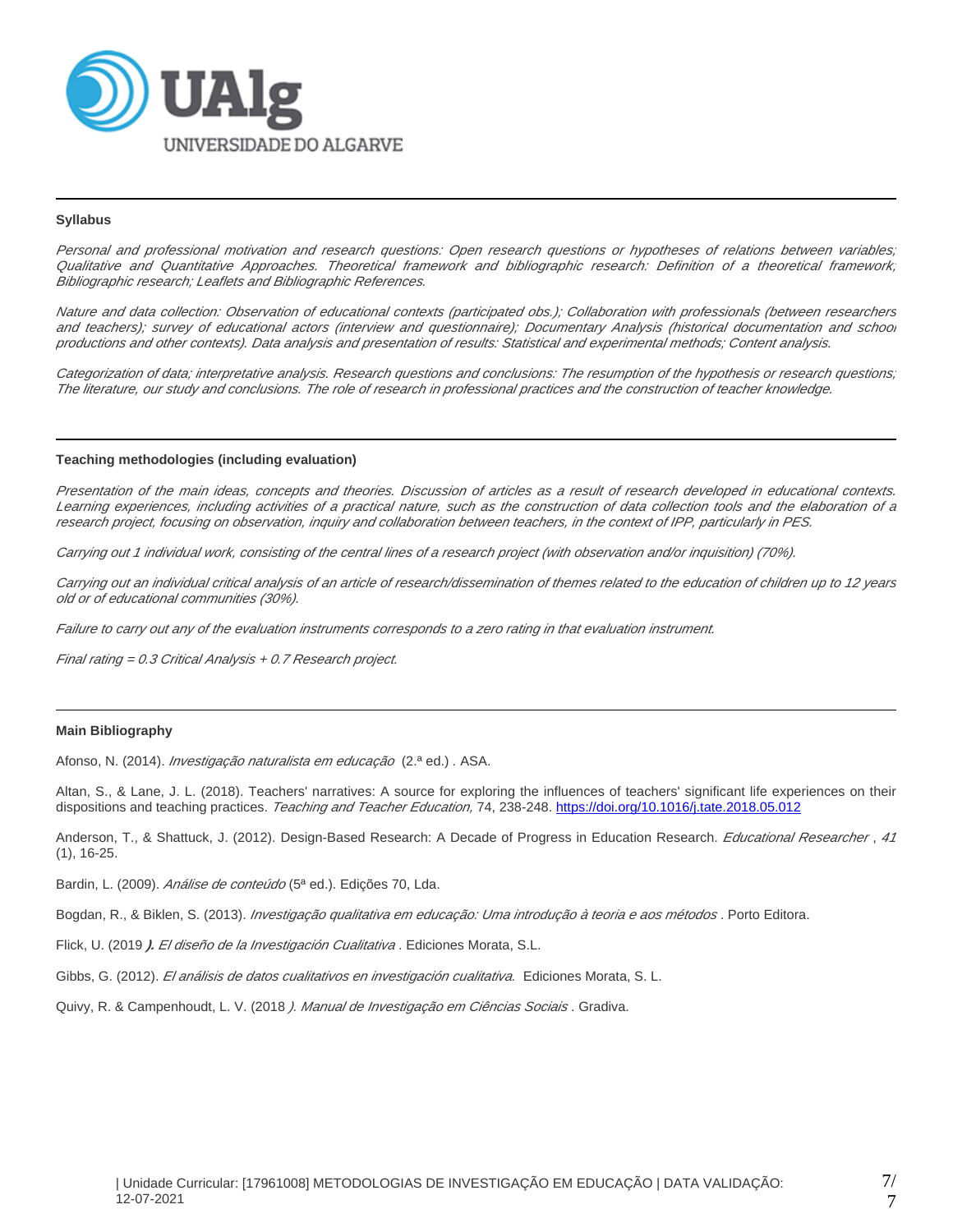### Syllabus

*Personal and professional motivation and research questions: Open research questions or hypotheses of relations between variables; Qualitative and Quantitative Approaches. Theoretical framework and bibliographic research: Definition of a theoretical framework; Bibliographic research; Leaflets and Bibliographic References.*

*Nature and data collection: Observation of educational contexts (participated obs.); Collaboration with professionals (between researchers and teachers); survey of educational actors (interview and questionnaire); Documentary Analysis (historical documentation and school productions and other contexts). Data analysis and presentation of results: Statistical and experimental methods; Content analysis.*

*Categorization of data; interpretative analysis. Research questions and conclusions: The resumption of the hypothesis or research questions; The literature, our study and conclusions. The role of research in professional practices and the construction of teacher knowledge.*

### Teaching methodologies (including evaluation)

*Presentation of the main ideas, concepts and theories. Discussion of articles as a result of research developed in educational contexts. Learning experiences, including activities of a practical nature, such as the construction of data collection tools and the elaboration of a research project, focusing on observation, inquiry and collaboration between teachers, in the context of IPP, particularly in PES.*

*Carrying out 1 individual work, consisting of the central lines of a research project (with observation and/or inquisition) (70%).*

*Carrying out an individual critical analysis of an article of research/dissemination of themes related to the education of children up to 12 years old or of educational communities (30%).*

*Failure to carry out any of the evaluation instruments corresponds to a zero rating in that evaluation instrument.*

*Final rating = 0.3 Critical Analysis + 0.7 Research project.*

### Main Bibliography

Afonso, N. (2014). *Investigação naturalista em educação* (2.ª ed.) . ASA.

Altan, S., & Lane, J. L. (2018). Teachers' narratives: A source for exploring the influences of teachers' significant life experiences on their dispositions and teaching practices. *Teaching and Teacher Education,* 74, 238-248. https://doi.org/10.1016/j.tate.2018.05.012

Anderson, T., & Shattuck, J. (2012). Design-Based Research: A Decade of Progress in Education Research. *Educational Researcher* , *41* (1), 16-25.

Bardin, L. (2009). *Análise de conteúdo* (5ª ed.). Edições 70, Lda.

Bogdan, R., & Biklen, S. (2013). *Investigação qualitativa em educação: Uma introdução à teoria e aos métodos* . Porto Editora.

Flick, U. (2019 ***).*** *El diseño de la Investigación Cualitativa* . Ediciones Morata, S.L.

Gibbs, G. (2012). *El análisis de datos cualitativos en investigación cualitativa.* Ediciones Morata, S. L.

Quivy, R. & Campenhoudt, L. V. (2018 *). Manual de Investigação em Ciências Sociais* . Gradiva.